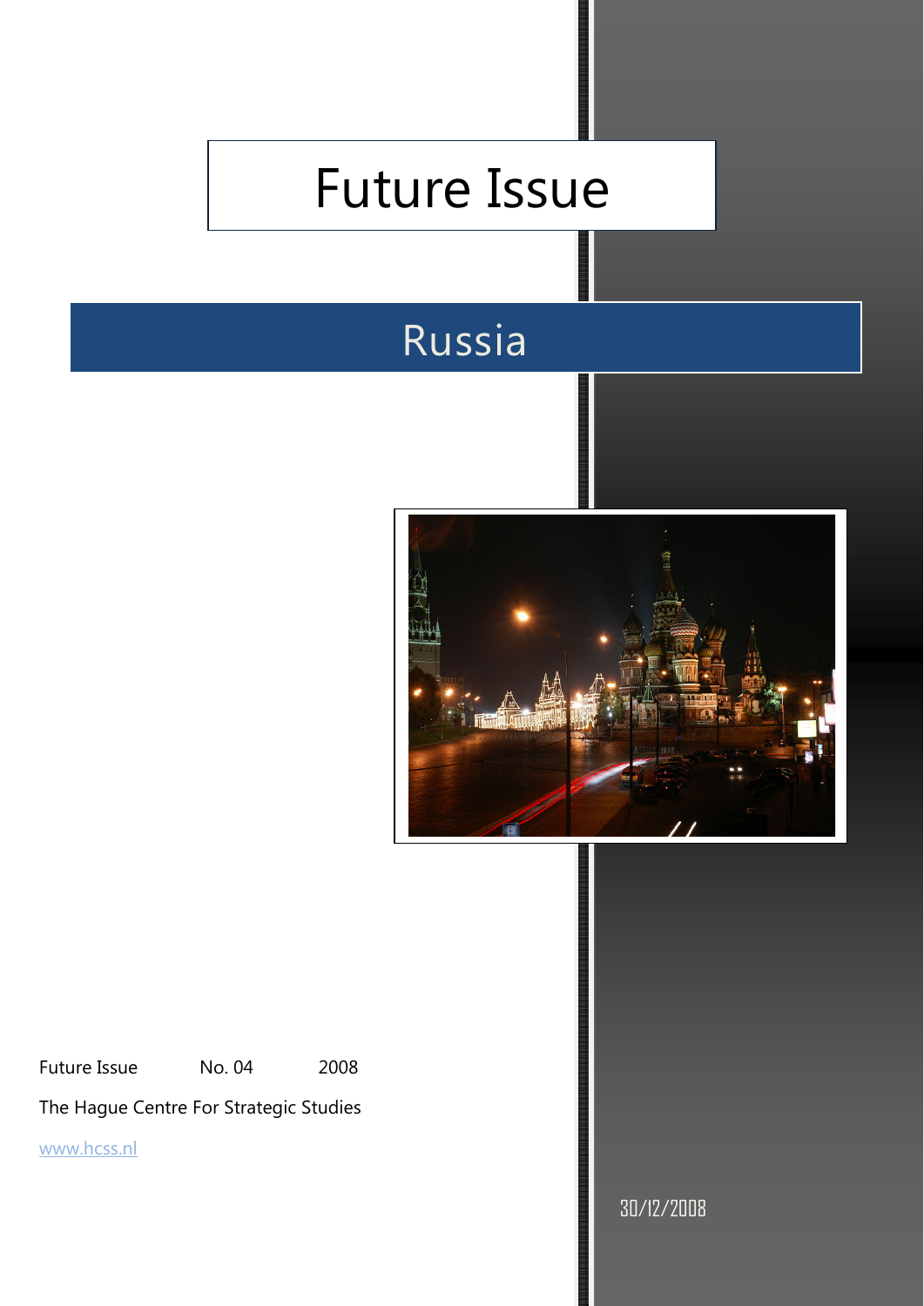# Future Issue

## Russia

Future Issue No. 04 2008

The Hague Centre For Strategic Studies

www.hcss.nl

30/12/2008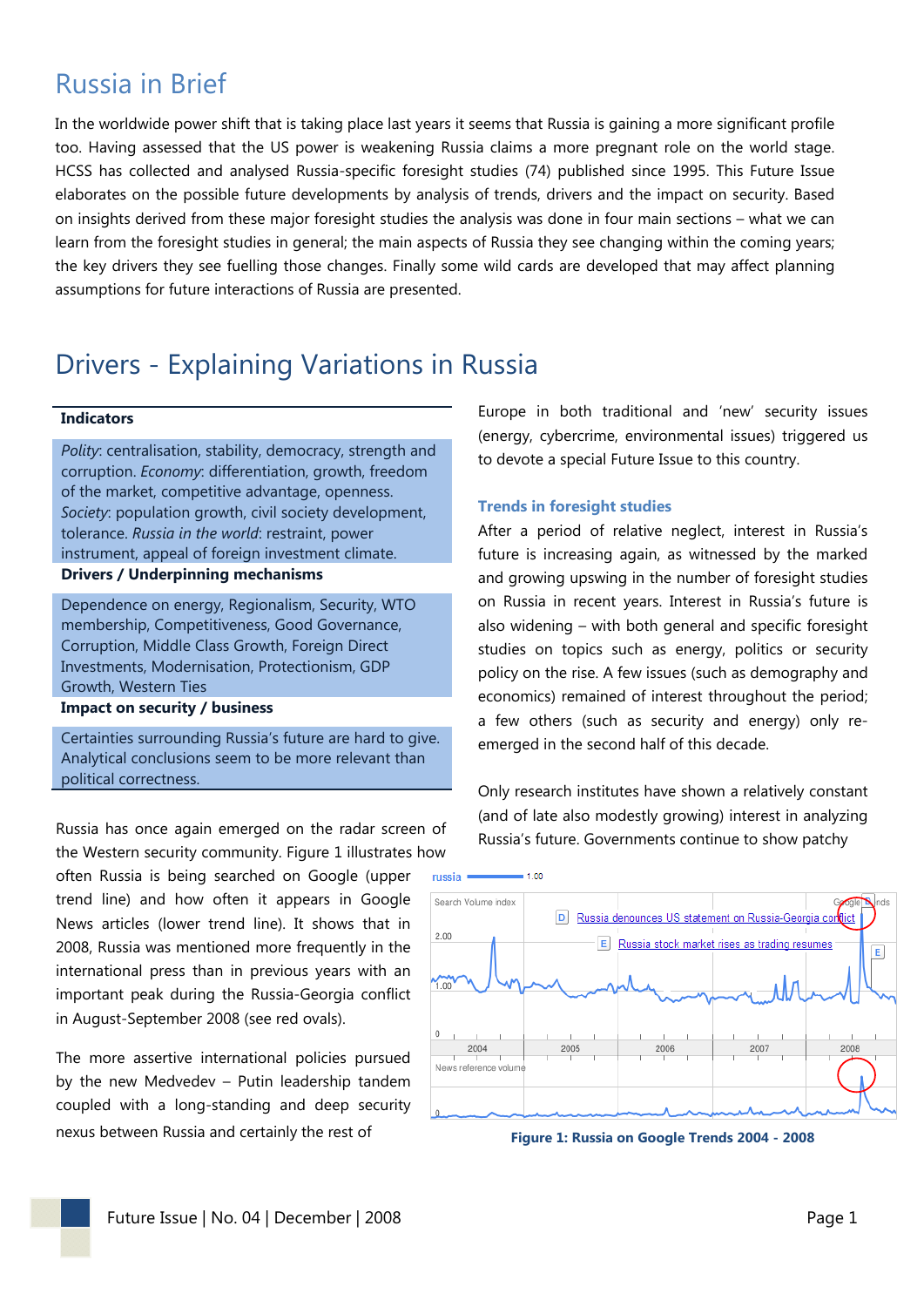# Russia in Brief

In the worldwide power shift that is taking place last years it seems that Russia is gaining a more significant profile too. Having assessed that the US power is weakening Russia claims a more pregnant role on the world stage. HCSS has collected and analysed Russia-specific foresight studies (74) published since 1995. This Future Issue elaborates on the possible future developments by analysis of trends, drivers and the impact on security. Based on insights derived from these major foresight studies the analysis was done in four main sections – what we can learn from the foresight studies in general; the main aspects of Russia they see changing within the coming years; the key drivers they see fuelling those changes. Finally some wild cards are developed that may affect planning assumptions for future interactions of Russia are presented.

# Drivers - Explaining Variations in Russia

**Indicators**

*Polity*: centralisation, stability, democracy, strength and corruption. *Economy*: differentiation, growth, freedom of the market, competitive advantage, openness. *Society*: population growth, civil society development, tolerance. *Russia in the world*: restraint, power instrument, appeal of foreign investment climate.

**Drivers / Underpinning mechanisms**

Dependence on energy, Regionalism, Security, WTO membership, Competitiveness, Good Governance, Corruption, Middle Class Growth, Foreign Direct Investments, Modernisation, Protectionism, GDP Growth, Western Ties

**Impact on security / business**

Certainties surrounding Russia's future are hard to give. Analytical conclusions seem to be more relevant than political correctness.

Russia has once again emerged on the radar screen of the Western security community. Figure 1 illustrates how often Russia is being searched on Google (upper trend line) and how often it appears in Google News articles (lower trend line). It shows that in 2008, Russia was mentioned more frequently in the international press than in previous years with an important peak during the Russia-Georgia conflict in August-September 2008 (see red ovals).

The more assertive international policies pursued by the new Medvedev – Putin leadership tandem coupled with a long-standing and deep security nexus between Russia and certainly the rest of Europe in both traditional and 'new' security issues (energy, cybercrime, environmental issues) triggered us to devote a special Future Issue to this country.

### Trends in foresight studies

After a period of relative neglect, interest in Russia's future is increasing again, as witnessed by the marked and growing upswing in the number of foresight studies on Russia in recent years. Interest in Russia's future is also widening – with both general and specific foresight studies on topics such as energy, politics or security policy on the rise. A few issues (such as demography and economics) remained of interest throughout the period; a few others (such as security and energy) only re-emerged in the second half of this decade.

Only research institutes have shown a relatively constant (and of late also modestly growing) interest in analyzing Russia's future. Governments continue to show patchy

**Figure 1: Russia on Google Trends 2004 - 2008**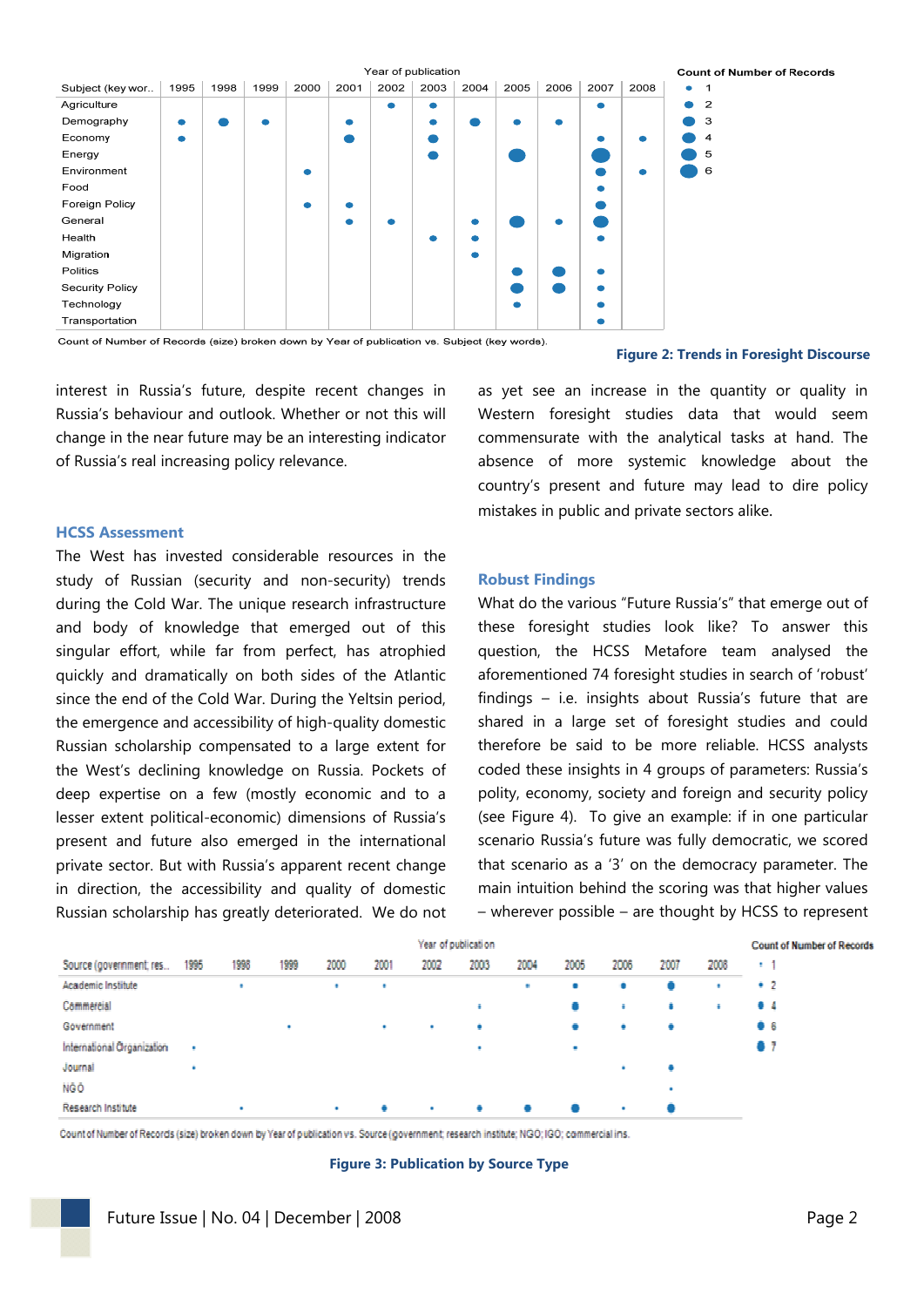Count of Number of Records (size) broken down by Year of publication vs. Subject (key words).

**Figure 2: Trends in Foresight Discourse**

interest in Russia's future, despite recent changes in Russia's behaviour and outlook. Whether or not this will change in the near future may be an interesting indicator of Russia's real increasing policy relevance.

### HCSS Assessment

The West has invested considerable resources in the study of Russian (security and non-security) trends during the Cold War. The unique research infrastructure and body of knowledge that emerged out of this singular effort, while far from perfect, has atrophied quickly and dramatically on both sides of the Atlantic since the end of the Cold War. During the Yeltsin period, the emergence and accessibility of high-quality domestic Russian scholarship compensated to a large extent for the West's declining knowledge on Russia. Pockets of deep expertise on a few (mostly economic and to a lesser extent political-economic) dimensions of Russia's present and future also emerged in the international private sector. But with Russia's apparent recent change in direction, the accessibility and quality of domestic Russian scholarship has greatly deteriorated. We do not as yet see an increase in the quantity or quality in Western foresight studies data that would seem commensurate with the analytical tasks at hand. The absence of more systemic knowledge about the country's present and future may lead to dire policy mistakes in public and private sectors alike.

### Robust Findings

What do the various "Future Russia's" that emerge out of these foresight studies look like? To answer this question, the HCSS Metafore team analysed the aforementioned 74 foresight studies in search of 'robust' findings – i.e. insights about Russia's future that are shared in a large set of foresight studies and could therefore be said to be more reliable. HCSS analysts coded these insights in 4 groups of parameters: Russia's polity, economy, society and foreign and security policy (see Figure 4). To give an example: if in one particular scenario Russia's future was fully democratic, we scored that scenario as a '3' on the democracy parameter. The main intuition behind the scoring was that higher values – wherever possible – are thought by HCSS to represent

Count of Number of Records (size) broken down by Year of publication vs. Source (government; research institute; NGO; IGO; commercial ins.

**Figure 3: Publication by Source Type**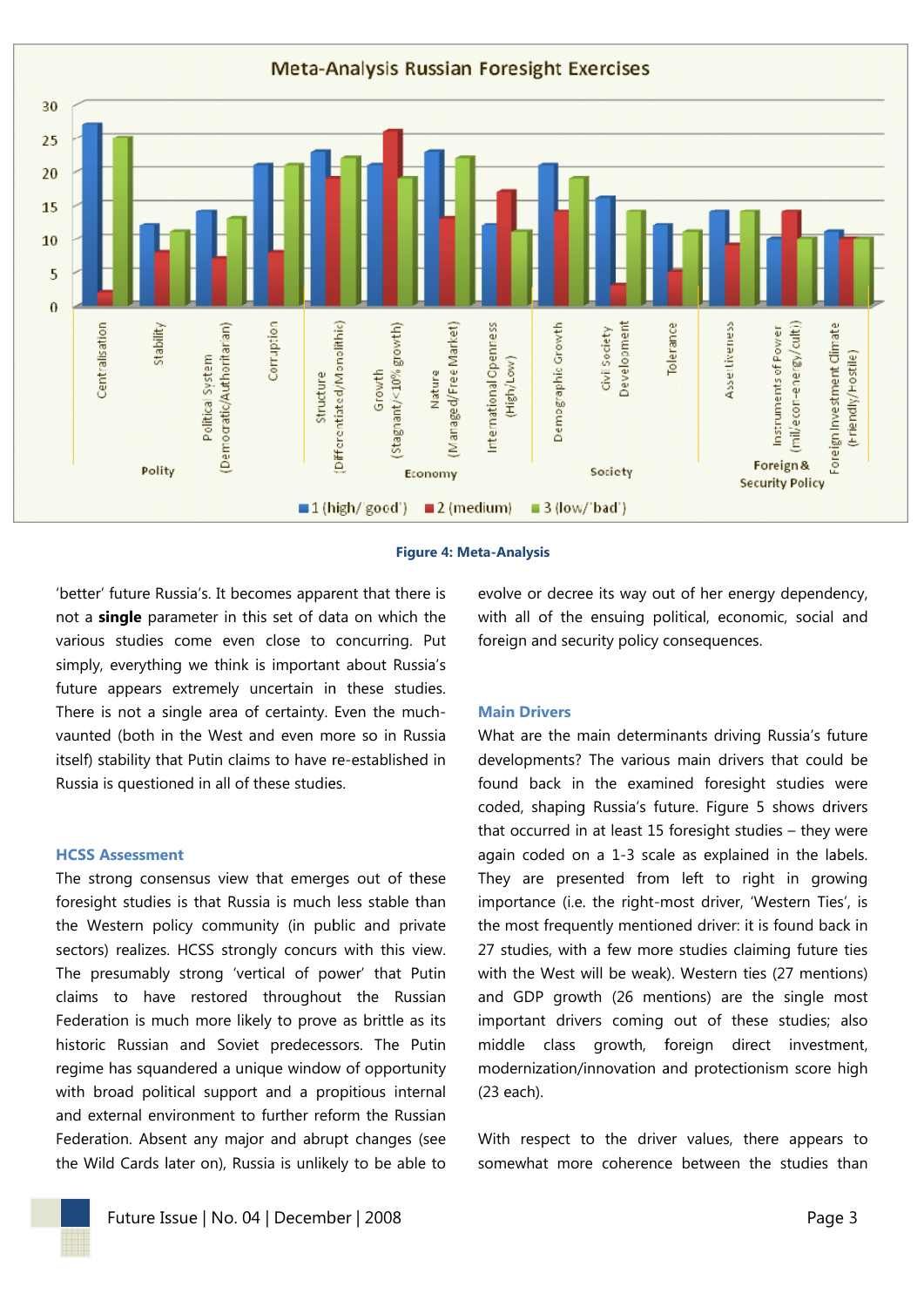**Figure 4: Meta-Analysis**

'better' future Russia's. It becomes apparent that there is not a **single** parameter in this set of data on which the various studies come even close to concurring. Put simply, everything we think is important about Russia's future appears extremely uncertain in these studies. There is not a single area of certainty. Even the much-vaunted (both in the West and even more so in Russia itself) stability that Putin claims to have re-established in Russia is questioned in all of these studies.

## HCSS Assessment

The strong consensus view that emerges out of these foresight studies is that Russia is much less stable than the Western policy community (in public and private sectors) realizes. HCSS strongly concurs with this view. The presumably strong 'vertical of power' that Putin claims to have restored throughout the Russian Federation is much more likely to prove as brittle as its historic Russian and Soviet predecessors. The Putin regime has squandered a unique window of opportunity with broad political support and a propitious internal and external environment to further reform the Russian Federation. Absent any major and abrupt changes (see the Wild Cards later on), Russia is unlikely to be able to evolve or decree its way out of her energy dependency, with all of the ensuing political, economic, social and foreign and security policy consequences.

## Main Drivers

What are the main determinants driving Russia's future developments? The various main drivers that could be found back in the examined foresight studies were coded, shaping Russia's future. Figure 5 shows drivers that occurred in at least 15 foresight studies – they were again coded on a 1-3 scale as explained in the labels. They are presented from left to right in growing importance (i.e. the right-most driver, 'Western Ties', is the most frequently mentioned driver: it is found back in 27 studies, with a few more studies claiming future ties with the West will be weak). Western ties (27 mentions) and GDP growth (26 mentions) are the single most important drivers coming out of these studies; also middle class growth, foreign direct investment, modernization/innovation and protectionism score high (23 each).

With respect to the driver values, there appears to somewhat more coherence between the studies than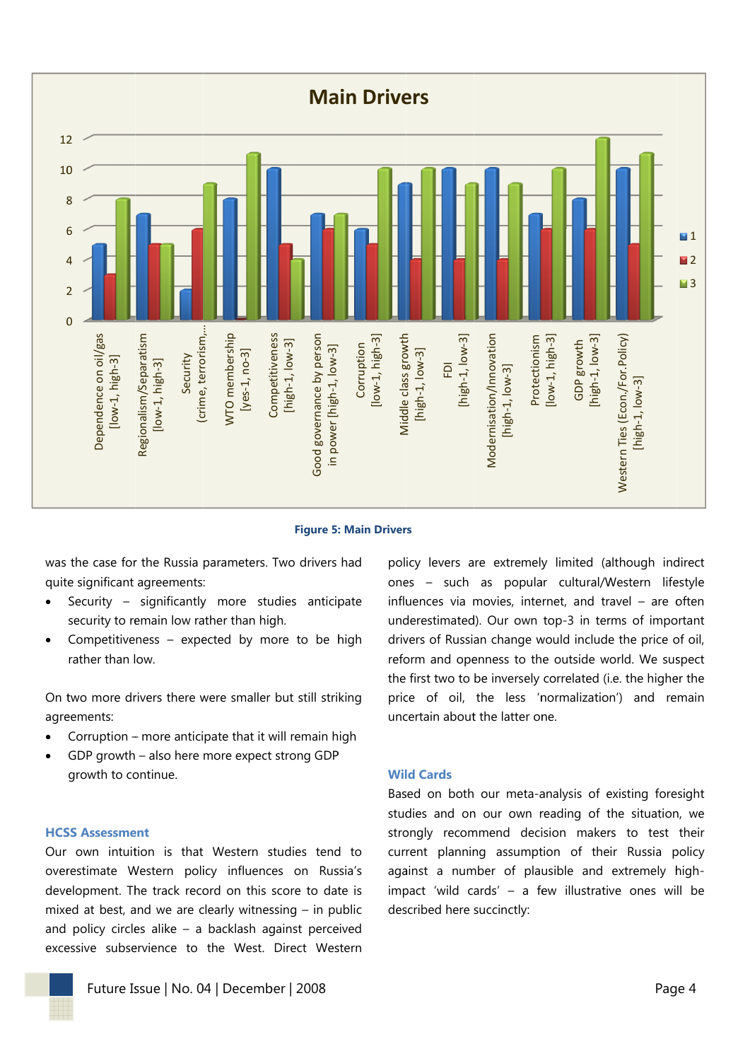**Main Drivers**

| Driver | 1 | 2 | 3 |
|---|---|---|---|
| Dependence on oil/gas [low-1, high-3] | 5 | 3 | 8 |
| Regionalism/Separatism [low-1, high-3] | 7 | 5 | 5 |
| Security (crime, terrorism,... | 2 | 6 | 9 |
| WTO membership [yes-1, no-3] | 8 | 0 | 11 |
| Competitiveness [high-1, low-3] | 10 | 5 | 4 |
| Good governance by person in power [high-1, low-3] | 7 | 6 | 7 |
| Corruption [low-1, high-3] | 6 | 5 | 10 |
| Middle class growth [high-1, low-3] | 9 | 4 | 10 |
| FDI [high-1, low-3] | 10 | 4 | 9 |
| Modernisation/Innovation [high-1, low-3] | 10 | 4 | 9 |
| Protectionism [low-1, high-3] | 7 | 6 | 10 |
| GDP growth [high-1, low-3] | 8 | 6 | 12 |
| Western Ties (Econ./For.Policy) [high-1, low-3] | 10 | 5 | 11 |

**Figure 5: Main Drivers**

was the case for the Russia parameters. Two drivers had quite significant agreements:

- Security – significantly more studies anticipate security to remain low rather than high.
- Competitiveness – expected by more to be high rather than low.

On two more drivers there were smaller but still striking agreements:

- Corruption – more anticipate that it will remain high
- GDP growth – also here more expect strong GDP growth to continue.

### HCSS Assessment

Our own intuition is that Western studies tend to overestimate Western policy influences on Russia's development. The track record on this score to date is mixed at best, and we are clearly witnessing – in public and policy circles alike – a backlash against perceived excessive subservience to the West. Direct Western policy levers are extremely limited (although indirect ones – such as popular cultural/Western lifestyle influences via movies, internet, and travel – are often underestimated). Our own top-3 in terms of important drivers of Russian change would include the price of oil, reform and openness to the outside world. We suspect the first two to be inversely correlated (i.e. the higher the price of oil, the less 'normalization') and remain uncertain about the latter one.

### Wild Cards

Based on both our meta-analysis of existing foresight studies and on our own reading of the situation, we strongly recommend decision makers to test their current planning assumption of their Russia policy against a number of plausible and extremely high-impact 'wild cards' – a few illustrative ones will be described here succinctly: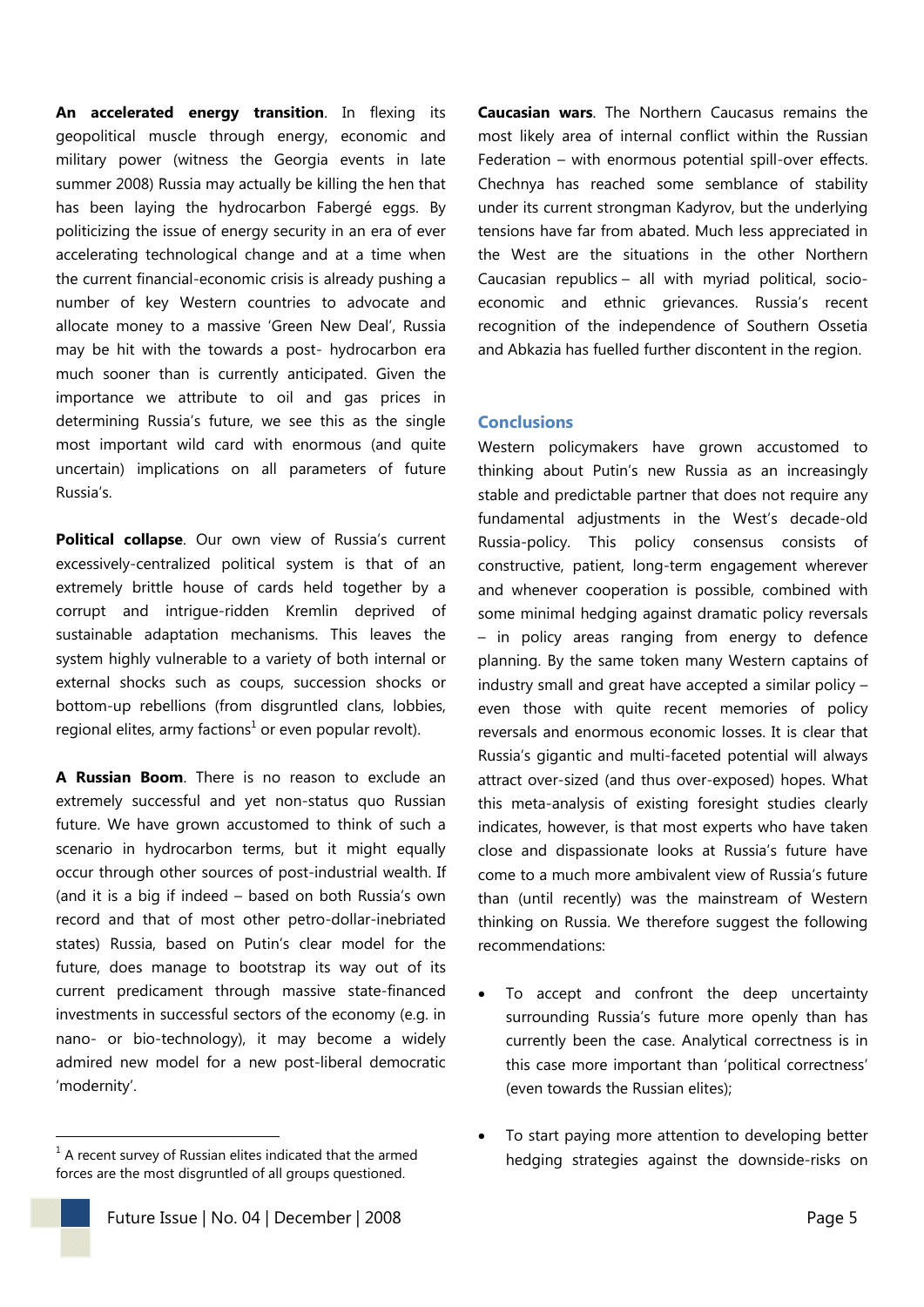**An accelerated energy transition**. In flexing its geopolitical muscle through energy, economic and military power (witness the Georgia events in late summer 2008) Russia may actually be killing the hen that has been laying the hydrocarbon Fabergé eggs. By politicizing the issue of energy security in an era of ever accelerating technological change and at a time when the current financial-economic crisis is already pushing a number of key Western countries to advocate and allocate money to a massive 'Green New Deal', Russia may be hit with the towards a post- hydrocarbon era much sooner than is currently anticipated. Given the importance we attribute to oil and gas prices in determining Russia's future, we see this as the single most important wild card with enormous (and quite uncertain) implications on all parameters of future Russia's.

**Political collapse**. Our own view of Russia's current excessively-centralized political system is that of an extremely brittle house of cards held together by a corrupt and intrigue-ridden Kremlin deprived of sustainable adaptation mechanisms. This leaves the system highly vulnerable to a variety of both internal or external shocks such as coups, succession shocks or bottom-up rebellions (from disgruntled clans, lobbies, regional elites, army factions[1] or even popular revolt).

**A Russian Boom**. There is no reason to exclude an extremely successful and yet non-status quo Russian future. We have grown accustomed to think of such a scenario in hydrocarbon terms, but it might equally occur through other sources of post-industrial wealth. If (and it is a big if indeed – based on both Russia's own record and that of most other petro-dollar-inebriated states) Russia, based on Putin's clear model for the future, does manage to bootstrap its way out of its current predicament through massive state-financed investments in successful sectors of the economy (e.g. in nano- or bio-technology), it may become a widely admired new model for a new post-liberal democratic 'modernity'.

[1] A recent survey of Russian elites indicated that the armed forces are the most disgruntled of all groups questioned.

**Caucasian wars**. The Northern Caucasus remains the most likely area of internal conflict within the Russian Federation – with enormous potential spill-over effects. Chechnya has reached some semblance of stability under its current strongman Kadyrov, but the underlying tensions have far from abated. Much less appreciated in the West are the situations in the other Northern Caucasian republics – all with myriad political, socio-economic and ethnic grievances. Russia's recent recognition of the independence of Southern Ossetia and Abkazia has fuelled further discontent in the region.

## Conclusions

Western policymakers have grown accustomed to thinking about Putin's new Russia as an increasingly stable and predictable partner that does not require any fundamental adjustments in the West's decade-old Russia-policy. This policy consensus consists of constructive, patient, long-term engagement wherever and whenever cooperation is possible, combined with some minimal hedging against dramatic policy reversals – in policy areas ranging from energy to defence planning. By the same token many Western captains of industry small and great have accepted a similar policy – even those with quite recent memories of policy reversals and enormous economic losses. It is clear that Russia's gigantic and multi-faceted potential will always attract over-sized (and thus over-exposed) hopes. What this meta-analysis of existing foresight studies clearly indicates, however, is that most experts who have taken close and dispassionate looks at Russia's future have come to a much more ambivalent view of Russia's future than (until recently) was the mainstream of Western thinking on Russia. We therefore suggest the following recommendations:

- To accept and confront the deep uncertainty surrounding Russia's future more openly than has currently been the case. Analytical correctness is in this case more important than 'political correctness' (even towards the Russian elites);
- To start paying more attention to developing better hedging strategies against the downside-risks on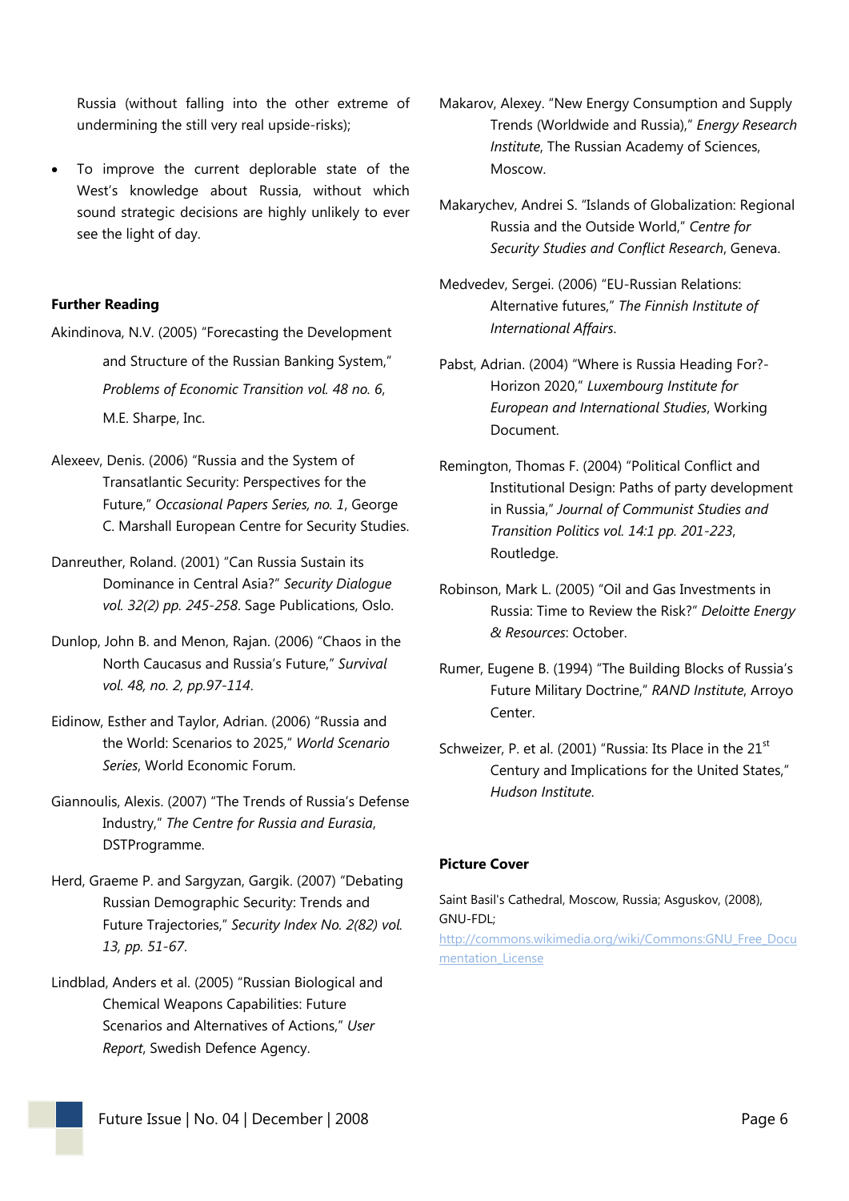Russia (without falling into the other extreme of undermining the still very real upside-risks);

- To improve the current deplorable state of the West's knowledge about Russia, without which sound strategic decisions are highly unlikely to ever see the light of day.

**Further Reading**

Akindinova, N.V. (2005) "Forecasting the Development and Structure of the Russian Banking System," *Problems of Economic Transition vol. 48 no. 6*, M.E. Sharpe, Inc.

Alexeev, Denis. (2006) "Russia and the System of Transatlantic Security: Perspectives for the Future," *Occasional Papers Series, no. 1*, George C. Marshall European Centre for Security Studies.

Danreuther, Roland. (2001) "Can Russia Sustain its Dominance in Central Asia?" *Security Dialogue vol. 32(2) pp. 245-258*. Sage Publications, Oslo.

Dunlop, John B. and Menon, Rajan. (2006) "Chaos in the North Caucasus and Russia's Future," *Survival vol. 48, no. 2, pp.97-114*.

Eidinow, Esther and Taylor, Adrian. (2006) "Russia and the World: Scenarios to 2025," *World Scenario Series*, World Economic Forum.

Giannoulis, Alexis. (2007) "The Trends of Russia's Defense Industry," *The Centre for Russia and Eurasia*, DSTProgramme.

Herd, Graeme P. and Sargyzan, Gargik. (2007) "Debating Russian Demographic Security: Trends and Future Trajectories," *Security Index No. 2(82) vol. 13, pp. 51-67*.

Lindblad, Anders et al. (2005) "Russian Biological and Chemical Weapons Capabilities: Future Scenarios and Alternatives of Actions," *User Report*, Swedish Defence Agency.

Makarov, Alexey. "New Energy Consumption and Supply Trends (Worldwide and Russia)," *Energy Research Institute*, The Russian Academy of Sciences, Moscow.

Makarychev, Andrei S. "Islands of Globalization: Regional Russia and the Outside World," *Centre for Security Studies and Conflict Research*, Geneva.

Medvedev, Sergei. (2006) "EU-Russian Relations: Alternative futures," *The Finnish Institute of International Affairs*.

Pabst, Adrian. (2004) "Where is Russia Heading For?-Horizon 2020," *Luxembourg Institute for European and International Studies*, Working Document.

Remington, Thomas F. (2004) "Political Conflict and Institutional Design: Paths of party development in Russia," *Journal of Communist Studies and Transition Politics vol. 14:1 pp. 201-223*, Routledge.

Robinson, Mark L. (2005) "Oil and Gas Investments in Russia: Time to Review the Risk?" *Deloitte Energy & Resources*: October.

Rumer, Eugene B. (1994) "The Building Blocks of Russia's Future Military Doctrine," *RAND Institute*, Arroyo Center.

Schweizer, P. et al. (2001) "Russia: Its Place in the 21st Century and Implications for the United States," *Hudson Institute*.

**Picture Cover**

Saint Basil's Cathedral, Moscow, Russia; Asguskov, (2008), GNU-FDL; http://commons.wikimedia.org/wiki/Commons:GNU_Free_Documentation_License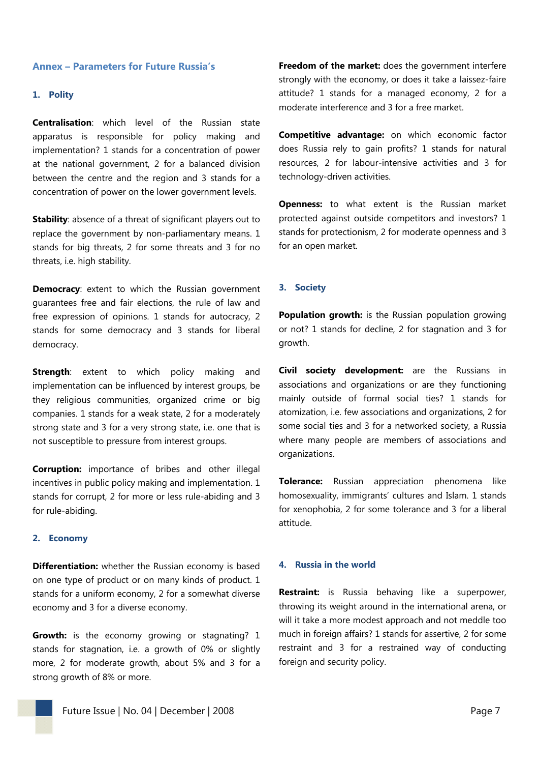## Annex – Parameters for Future Russia's

### 1. Polity

**Centralisation**: which level of the Russian state apparatus is responsible for policy making and implementation? 1 stands for a concentration of power at the national government, 2 for a balanced division between the centre and the region and 3 stands for a concentration of power on the lower government levels.

**Stability**: absence of a threat of significant players out to replace the government by non-parliamentary means. 1 stands for big threats, 2 for some threats and 3 for no threats, i.e. high stability.

**Democracy**: extent to which the Russian government guarantees free and fair elections, the rule of law and free expression of opinions. 1 stands for autocracy, 2 stands for some democracy and 3 stands for liberal democracy.

**Strength**: extent to which policy making and implementation can be influenced by interest groups, be they religious communities, organized crime or big companies. 1 stands for a weak state, 2 for a moderately strong state and 3 for a very strong state, i.e. one that is not susceptible to pressure from interest groups.

**Corruption:** importance of bribes and other illegal incentives in public policy making and implementation. 1 stands for corrupt, 2 for more or less rule-abiding and 3 for rule-abiding.

### 2. Economy

**Differentiation:** whether the Russian economy is based on one type of product or on many kinds of product. 1 stands for a uniform economy, 2 for a somewhat diverse economy and 3 for a diverse economy.

**Growth:** is the economy growing or stagnating? 1 stands for stagnation, i.e. a growth of 0% or slightly more, 2 for moderate growth, about 5% and 3 for a strong growth of 8% or more.

**Freedom of the market:** does the government interfere strongly with the economy, or does it take a laissez-faire attitude? 1 stands for a managed economy, 2 for a moderate interference and 3 for a free market.

**Competitive advantage:** on which economic factor does Russia rely to gain profits? 1 stands for natural resources, 2 for labour-intensive activities and 3 for technology-driven activities.

**Openness:** to what extent is the Russian market protected against outside competitors and investors? 1 stands for protectionism, 2 for moderate openness and 3 for an open market.

### 3. Society

**Population growth:** is the Russian population growing or not? 1 stands for decline, 2 for stagnation and 3 for growth.

**Civil society development:** are the Russians in associations and organizations or are they functioning mainly outside of formal social ties? 1 stands for atomization, i.e. few associations and organizations, 2 for some social ties and 3 for a networked society, a Russia where many people are members of associations and organizations.

**Tolerance:** Russian appreciation phenomena like homosexuality, immigrants' cultures and Islam. 1 stands for xenophobia, 2 for some tolerance and 3 for a liberal attitude.

### 4. Russia in the world

**Restraint:** is Russia behaving like a superpower, throwing its weight around in the international arena, or will it take a more modest approach and not meddle too much in foreign affairs? 1 stands for assertive, 2 for some restraint and 3 for a restrained way of conducting foreign and security policy.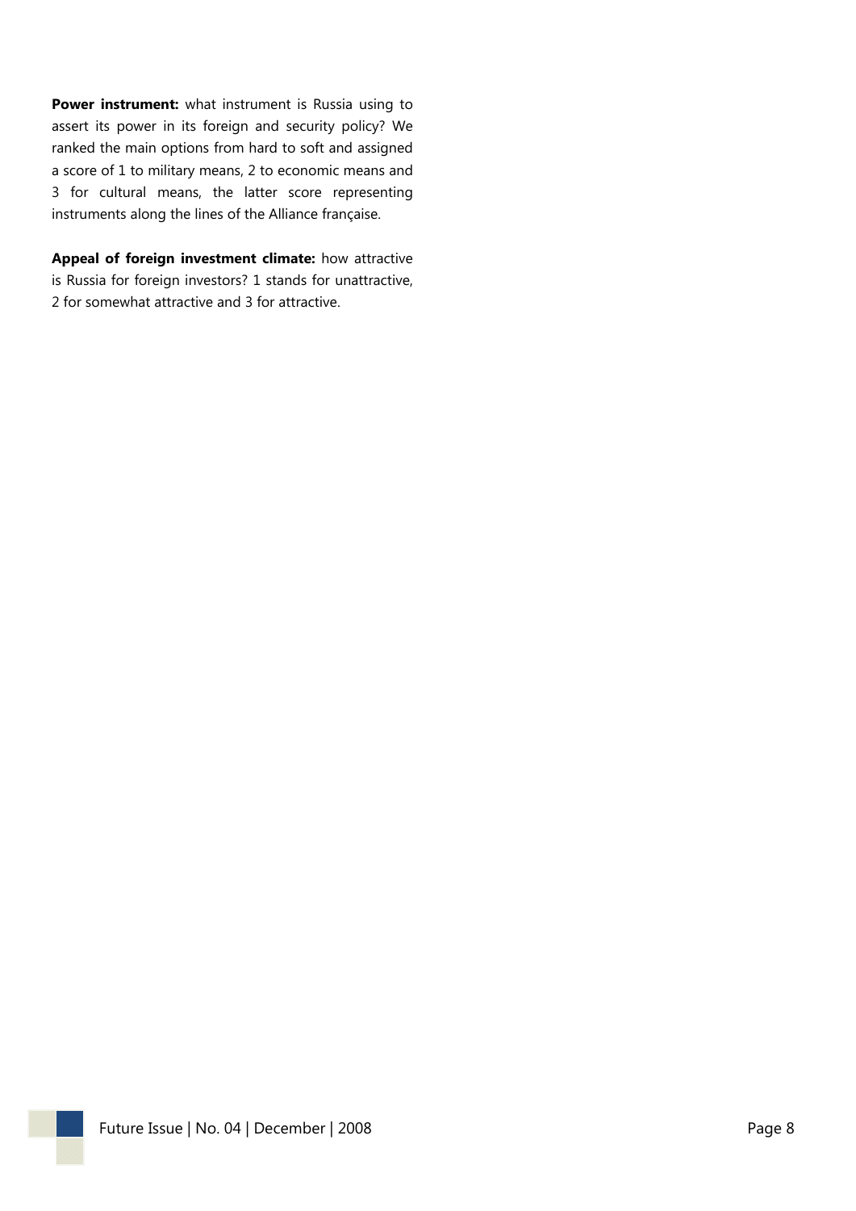**Power instrument:** what instrument is Russia using to assert its power in its foreign and security policy? We ranked the main options from hard to soft and assigned a score of 1 to military means, 2 to economic means and 3 for cultural means, the latter score representing instruments along the lines of the Alliance française.

**Appeal of foreign investment climate:** how attractive is Russia for foreign investors? 1 stands for unattractive, 2 for somewhat attractive and 3 for attractive.